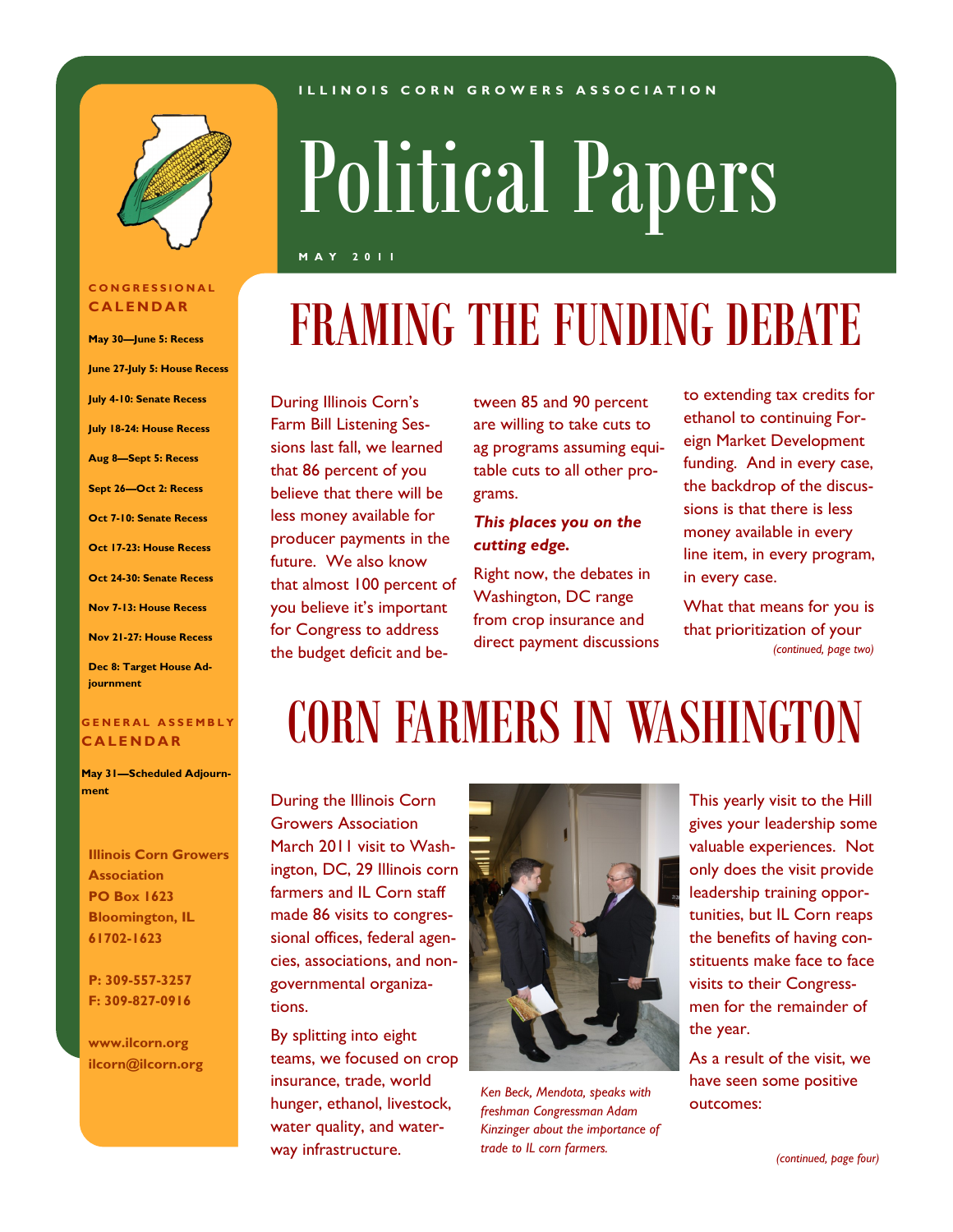ILLINOIS CORN GROWERS ASSOCIATION

# Political Papers

MAY 2011

## CONGRESSIONAL CALENDAR

**May 30—June 5: Recess**

**June 27-July 5: House Recess**

**July 4-10: Senate Recess**

**July 18-24: House Recess**

**Aug 8—Sept 5: Recess**

**Sept 26—Oct 2: Recess**

**Oct 7-10: Senate Recess**

**Oct 17-23: House Recess**

**Oct 24-30: Senate Recess**

**Nov 7-13: House Recess**

**Nov 21-27: House Recess**

**Dec 8: Target House Adjournment**

## GENERAL ASSEMBLY CALENDAR

**May 31—Scheduled Adjournment**

**Illinois Corn Growers Association**
**PO Box 1623**
**Bloomington, IL 61702-1623**

**P: 309-557-3257**
**F: 309-827-0916**

**www.ilcorn.org**
**ilcorn@ilcorn.org**

# FRAMING THE FUNDING DEBATE

During Illinois Corn's Farm Bill Listening Sessions last fall, we learned that 86 percent of you believe that there will be less money available for producer payments in the future. We also know that almost 100 percent of you believe it's important for Congress to address the budget deficit and between 85 and 90 percent are willing to take cuts to ag programs assuming equitable cuts to all other programs.

***This places you on the cutting edge.***

Right now, the debates in Washington, DC range from crop insurance and direct payment discussions to extending tax credits for ethanol to continuing Foreign Market Development funding. And in every case, the backdrop of the discussions is that there is less money available in every line item, in every program, in every case.

What that means for you is that prioritization of your

*(continued, page two)*

# CORN FARMERS IN WASHINGTON

During the Illinois Corn Growers Association March 2011 visit to Washington, DC, 29 Illinois corn farmers and IL Corn staff made 86 visits to congressional offices, federal agencies, associations, and nongovernmental organizations.

By splitting into eight teams, we focused on crop insurance, trade, world hunger, ethanol, livestock, water quality, and waterway infrastructure.

*Ken Beck, Mendota, speaks with freshman Congressman Adam Kinzinger about the importance of trade to IL corn farmers.*

This yearly visit to the Hill gives your leadership some valuable experiences. Not only does the visit provide leadership training opportunities, but IL Corn reaps the benefits of having constituents make face to face visits to their Congressmen for the remainder of the year.

As a result of the visit, we have seen some positive outcomes:

*(continued, page four)*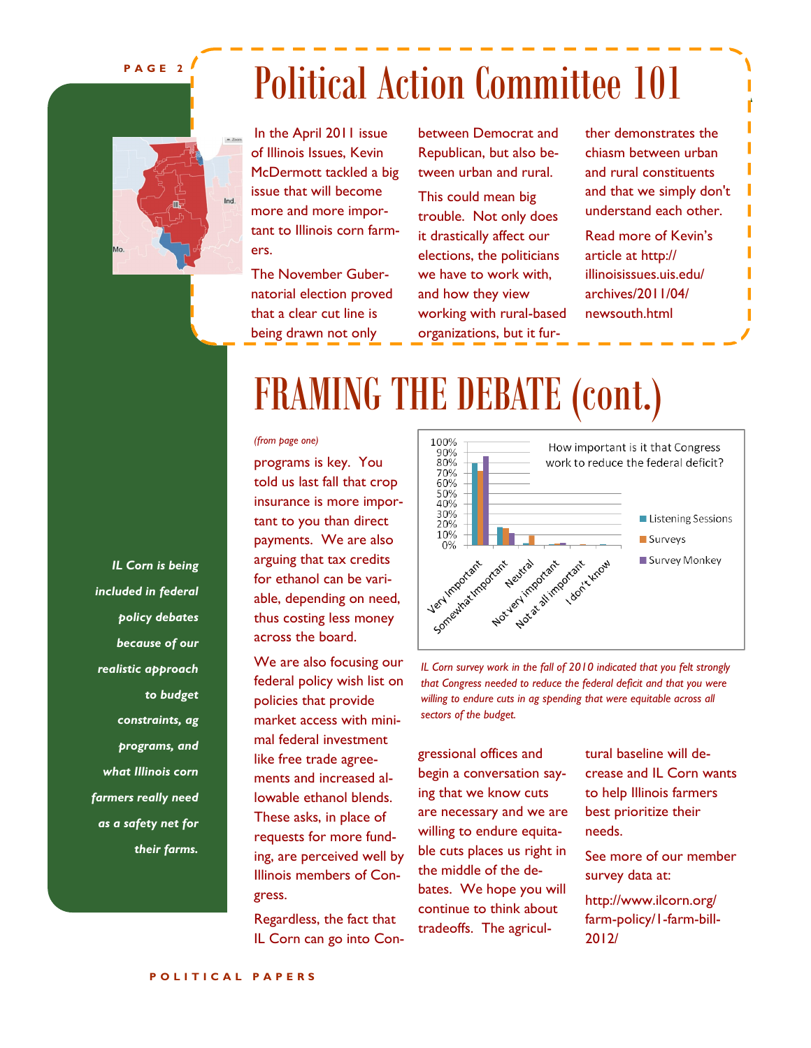# Political Action Committee 101

In the April 2011 issue of Illinois Issues, Kevin McDermott tackled a big issue that will become more and more important to Illinois corn farmers.

The November Gubernatorial election proved that a clear cut line is being drawn not only between Democrat and Republican, but also between urban and rural.

This could mean big trouble. Not only does it drastically affect our elections, the politicians we have to work with, and how they view working with rural-based organizations, but it further demonstrates the chiasm between urban and rural constituents and that we simply don't understand each other.

Read more of Kevin's article at http://illinoisissues.uis.edu/archives/2011/04/newsouth.html

# FRAMING THE DEBATE (cont.)

*(from page one)*

programs is key. You told us last fall that crop insurance is more important to you than direct payments. We are also arguing that tax credits for ethanol can be variable, depending on need, thus costing less money across the board.

We are also focusing our federal policy wish list on policies that provide market access with minimal federal investment like free trade agreements and increased allowable ethanol blends. These asks, in place of requests for more funding, are perceived well by Illinois members of Congress.

Regardless, the fact that IL Corn can go into Congressional offices and begin a conversation saying that we know cuts are necessary and we are willing to endure equitable cuts places us right in the middle of the debates. We hope you will continue to think about tradeoffs. The agricultural baseline will decrease and IL Corn wants to help Illinois farmers best prioritize their needs.

See more of our member survey data at:

http://www.ilcorn.org/farm-policy/1-farm-bill-2012/

*IL Corn survey work in the fall of 2010 indicated that you felt strongly that Congress needed to reduce the federal deficit and that you were willing to endure cuts in ag spending that were equitable across all sectors of the budget.*

***IL Corn is being included in federal policy debates because of our realistic approach to budget constraints, ag programs, and what Illinois corn farmers really need as a safety net for their farms.***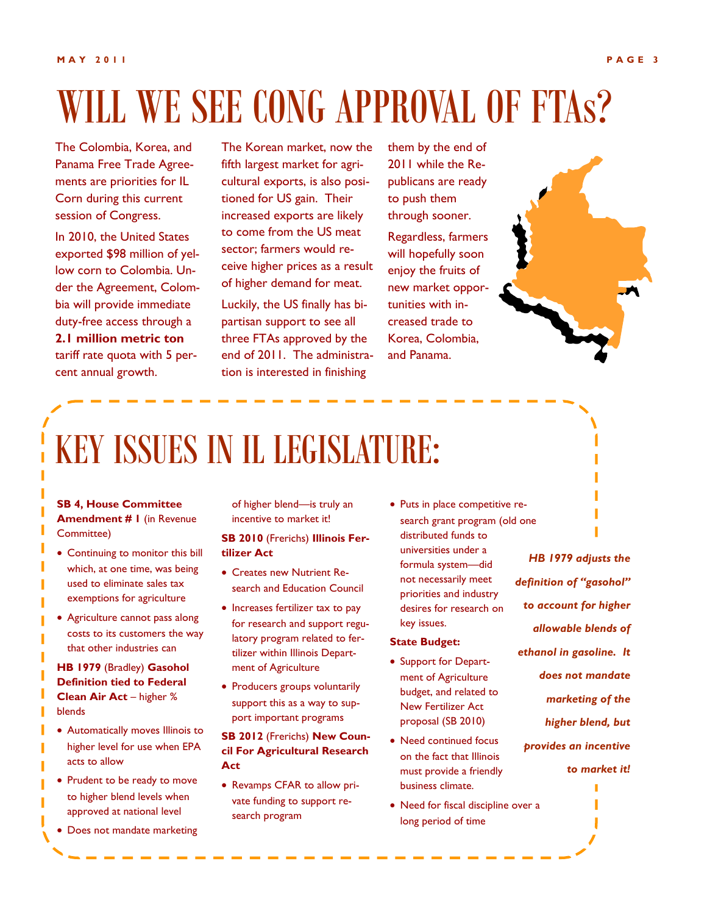# WILL WE SEE CONG APPROVAL OF FTAs?

The Colombia, Korea, and Panama Free Trade Agreements are priorities for IL Corn during this current session of Congress.

In 2010, the United States exported $98 million of yellow corn to Colombia. Under the Agreement, Colombia will provide immediate duty-free access through a **2.1 million metric ton** tariff rate quota with 5 percent annual growth.

The Korean market, now the fifth largest market for agricultural exports, is also positioned for US gain. Their increased exports are likely to come from the US meat sector; farmers would receive higher prices as a result of higher demand for meat.

Luckily, the US finally has bipartisan support to see all three FTAs approved by the end of 2011. The administration is interested in finishing them by the end of 2011 while the Republicans are ready to push them through sooner.

Regardless, farmers will hopefully soon enjoy the fruits of new market opportunities with increased trade to Korea, Colombia, and Panama.

# KEY ISSUES IN IL LEGISLATURE:

**SB 4, House Committee Amendment # 1** (in Revenue Committee)

- Continuing to monitor this bill which, at one time, was being used to eliminate sales tax exemptions for agriculture
- Agriculture cannot pass along costs to its customers the way that other industries can

**HB 1979** (Bradley) **Gasohol Definition tied to Federal Clean Air Act** – higher % blends

- Automatically moves Illinois to higher level for use when EPA acts to allow
- Prudent to be ready to move to higher blend levels when approved at national level
- Does not mandate marketing of higher blend—is truly an incentive to market it!

**SB 2010** (Frerichs) **Illinois Fertilizer Act**

- Creates new Nutrient Research and Education Council
- Increases fertilizer tax to pay for research and support regulatory program related to fertilizer within Illinois Department of Agriculture
- Producers groups voluntarily support this as a way to support important programs

**SB 2012** (Frerichs) **New Council For Agricultural Research Act**

- Revamps CFAR to allow private funding to support research program
- Puts in place competitive research grant program (old one distributed funds to universities under a formula system—did not necessarily meet priorities and industry desires for research on key issues.

**State Budget:**

- Support for Department of Agriculture budget, and related to New Fertilizer Act proposal (SB 2010)
- Need continued focus on the fact that Illinois must provide a friendly business climate.
- Need for fiscal discipline over a long period of time

***HB 1979 adjusts the definition of "gasohol" to account for higher allowable blends of ethanol in gasoline. It does not mandate marketing of the higher blend, but provides an incentive to market it!***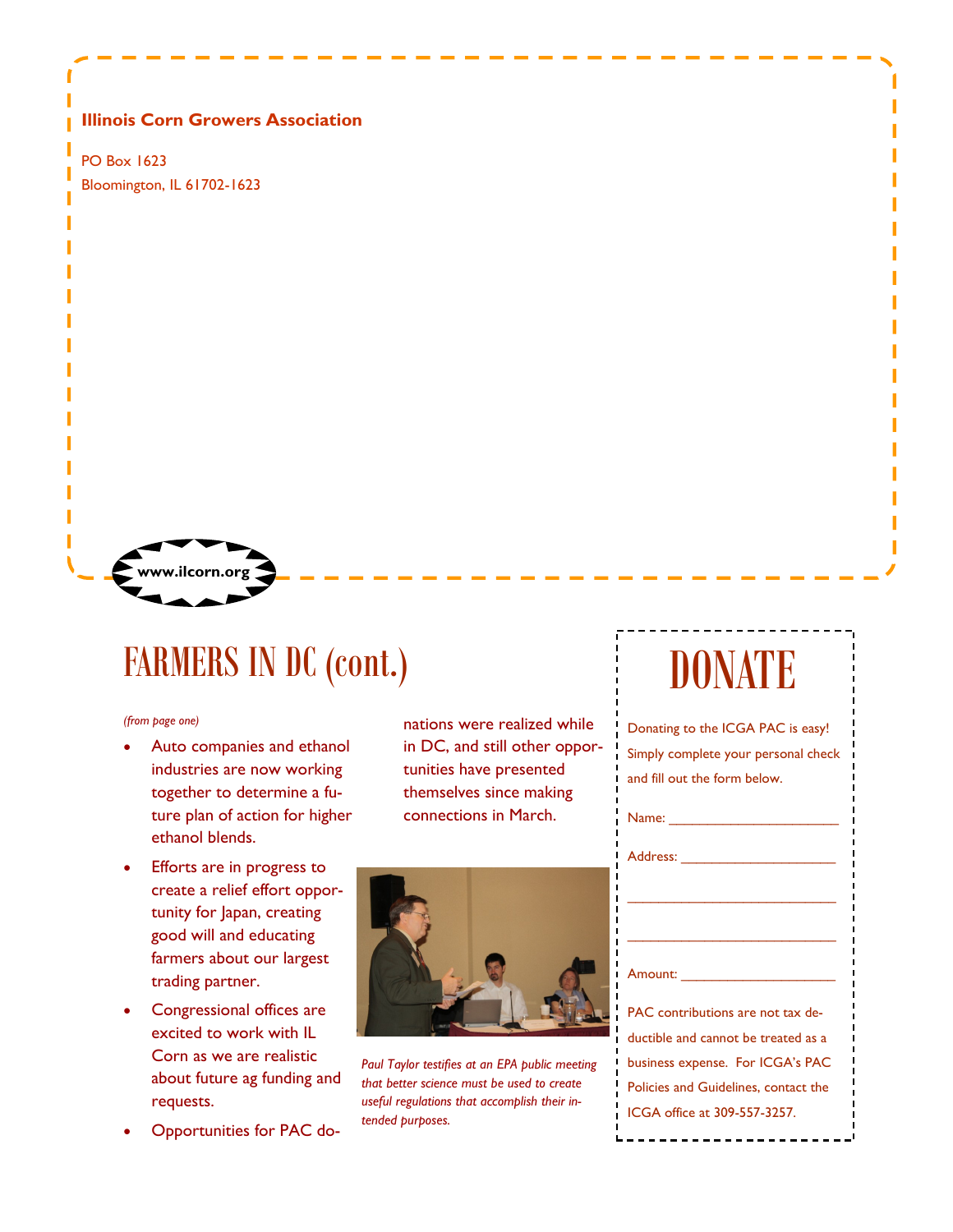**Illinois Corn Growers Association**

PO Box 1623
Bloomington, IL 61702-1623

www.ilcorn.org

# FARMERS IN DC (cont.)

*(from page one)*

- Auto companies and ethanol industries are now working together to determine a future plan of action for higher ethanol blends.
- Efforts are in progress to create a relief effort opportunity for Japan, creating good will and educating farmers about our largest trading partner.
- Congressional offices are excited to work with IL Corn as we are realistic about future ag funding and requests.
- Opportunities for PAC donations were realized while in DC, and still other opportunities have presented themselves since making connections in March.

*Paul Taylor testifies at an EPA public meeting that better science must be used to create useful regulations that accomplish their intended purposes.*

# DONATE

Donating to the ICGA PAC is easy! Simply complete your personal check and fill out the form below.

Name: ______________________

Address: ____________________

____________________________

____________________________

Amount: ____________________

PAC contributions are not tax deductible and cannot be treated as a business expense. For ICGA's PAC Policies and Guidelines, contact the ICGA office at 309-557-3257.